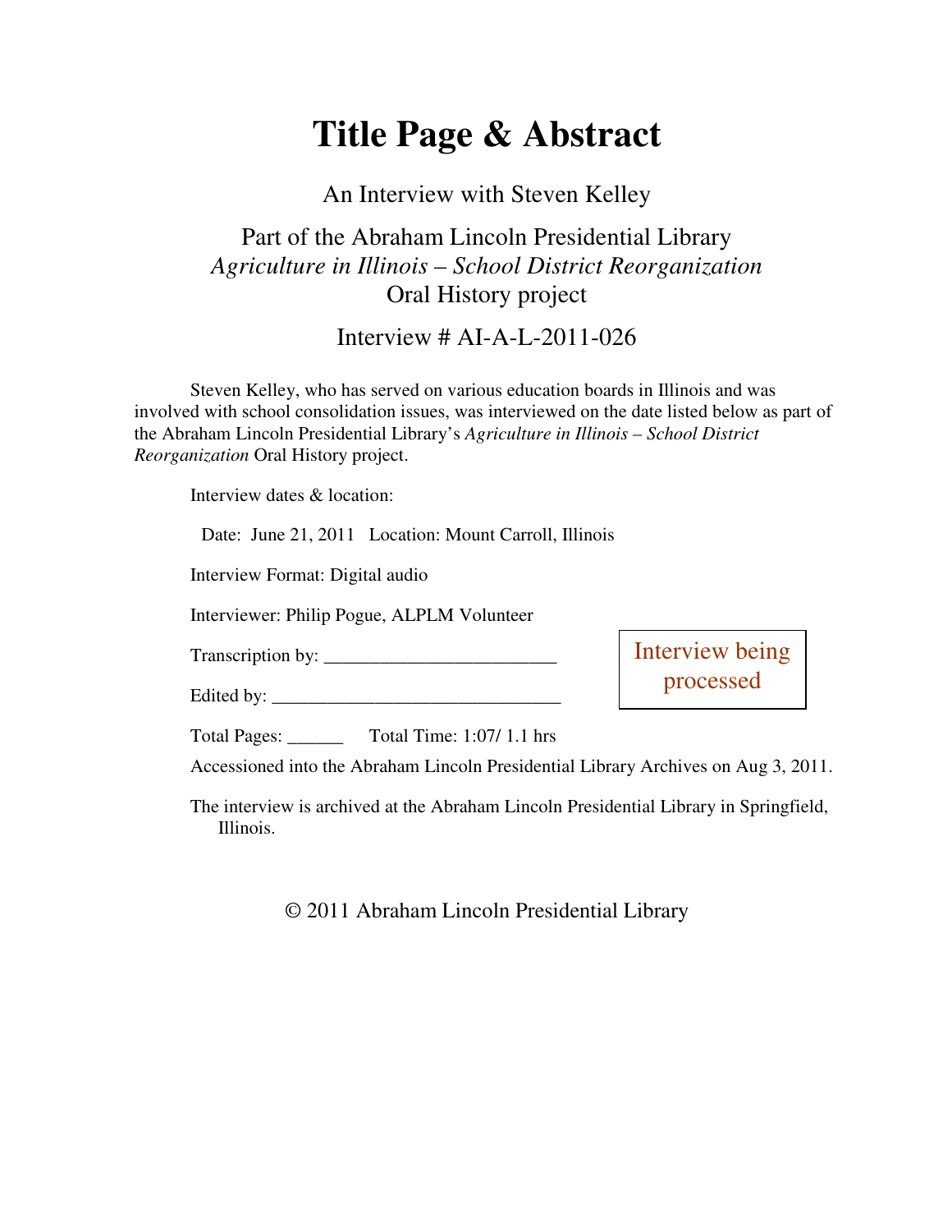# Title Page & Abstract

An Interview with Steven Kelley

Part of the Abraham Lincoln Presidential Library
*Agriculture in Illinois – School District Reorganization*
Oral History project

Interview # AI-A-L-2011-026

Steven Kelley, who has served on various education boards in Illinois and was involved with school consolidation issues, was interviewed on the date listed below as part of the Abraham Lincoln Presidential Library's *Agriculture in Illinois – School District Reorganization* Oral History project.

Interview dates & location:

Date: June 21, 2011 Location: Mount Carroll, Illinois

Interview Format: Digital audio

Interviewer: Philip Pogue, ALPLM Volunteer

Transcription by: ________________________

Edited by: ______________________________

Interview being processed

Total Pages: ______ Total Time: 1:07/ 1.1 hrs

Accessioned into the Abraham Lincoln Presidential Library Archives on Aug 3, 2011.

The interview is archived at the Abraham Lincoln Presidential Library in Springfield, Illinois.

© 2011 Abraham Lincoln Presidential Library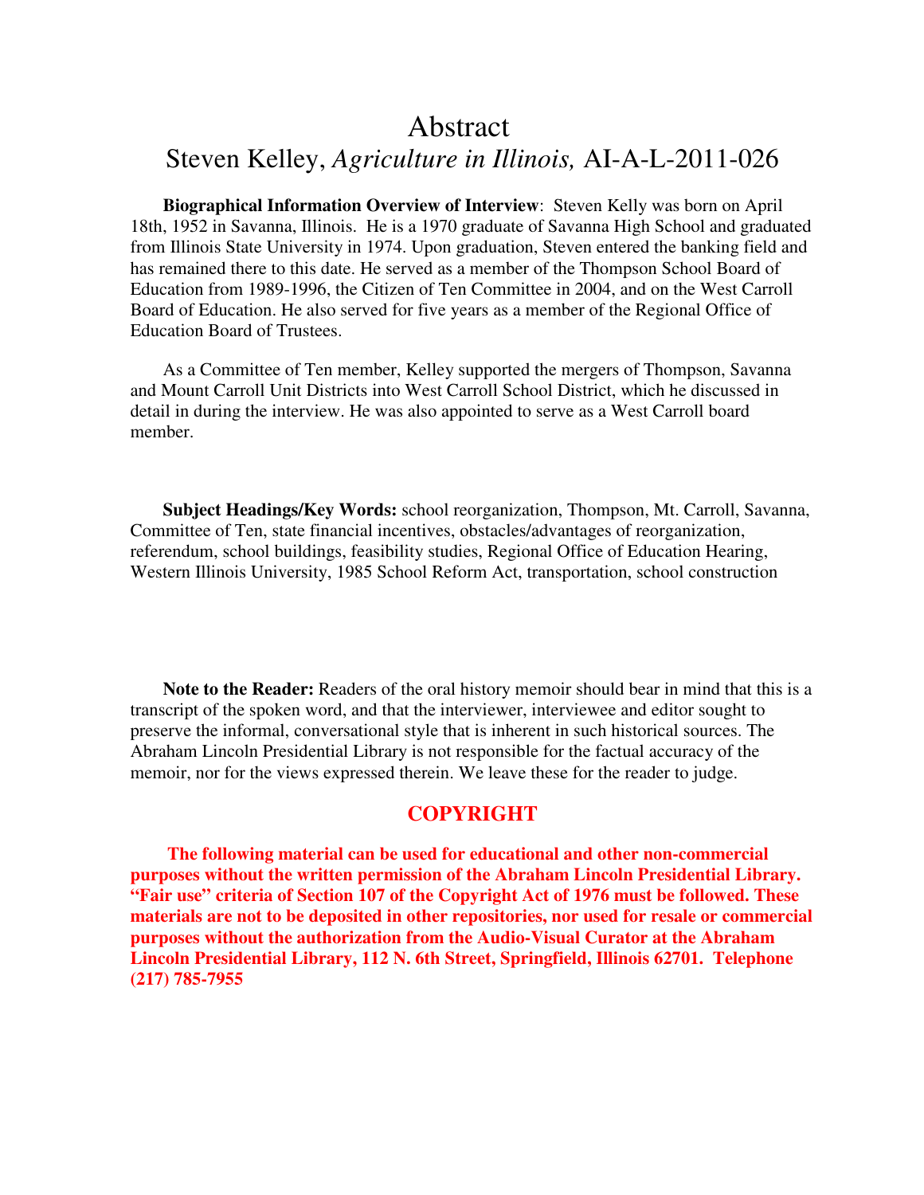# Abstract

## Steven Kelley, *Agriculture in Illinois,* AI-A-L-2011-026

**Biographical Information Overview of Interview**: Steven Kelly was born on April 18th, 1952 in Savanna, Illinois. He is a 1970 graduate of Savanna High School and graduated from Illinois State University in 1974. Upon graduation, Steven entered the banking field and has remained there to this date. He served as a member of the Thompson School Board of Education from 1989-1996, the Citizen of Ten Committee in 2004, and on the West Carroll Board of Education. He also served for five years as a member of the Regional Office of Education Board of Trustees.

As a Committee of Ten member, Kelley supported the mergers of Thompson, Savanna and Mount Carroll Unit Districts into West Carroll School District, which he discussed in detail in during the interview. He was also appointed to serve as a West Carroll board member.

**Subject Headings/Key Words:** school reorganization, Thompson, Mt. Carroll, Savanna, Committee of Ten, state financial incentives, obstacles/advantages of reorganization, referendum, school buildings, feasibility studies, Regional Office of Education Hearing, Western Illinois University, 1985 School Reform Act, transportation, school construction

**Note to the Reader:** Readers of the oral history memoir should bear in mind that this is a transcript of the spoken word, and that the interviewer, interviewee and editor sought to preserve the informal, conversational style that is inherent in such historical sources. The Abraham Lincoln Presidential Library is not responsible for the factual accuracy of the memoir, nor for the views expressed therein. We leave these for the reader to judge.

## COPYRIGHT

**The following material can be used for educational and other non-commercial purposes without the written permission of the Abraham Lincoln Presidential Library. "Fair use" criteria of Section 107 of the Copyright Act of 1976 must be followed. These materials are not to be deposited in other repositories, nor used for resale or commercial purposes without the authorization from the Audio-Visual Curator at the Abraham Lincoln Presidential Library, 112 N. 6th Street, Springfield, Illinois 62701. Telephone (217) 785-7955**